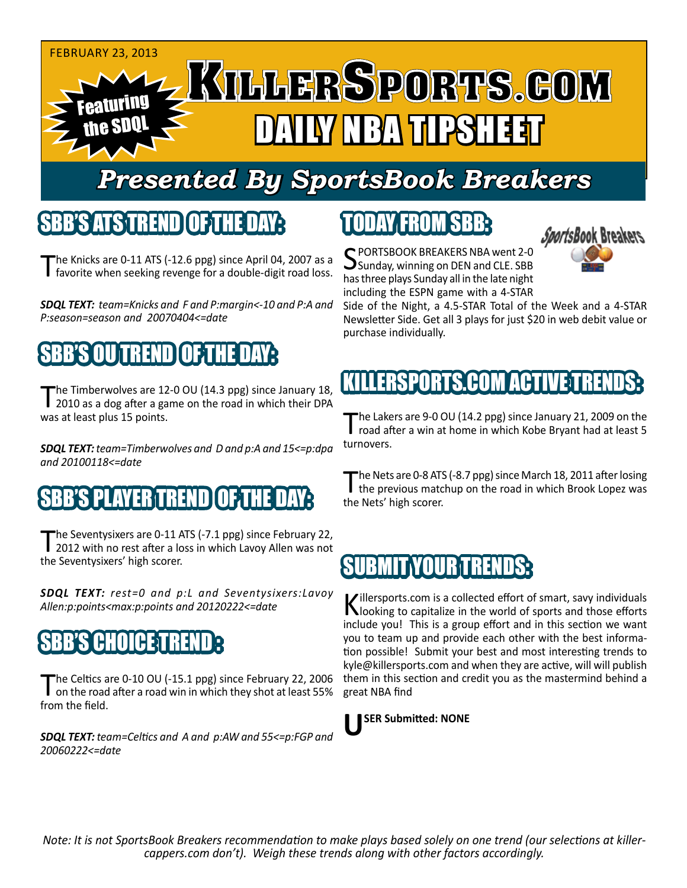FEBRUARY 23, 2013

Featuring the SDQL

# KILLERSPORTS.COM DAILY NBA TIPSHEET

## Presented By SportsBook Breakers

## SBB'S ATS TREND OF THE DAY:

The Knicks are 0-11 ATS (-12.6 ppg) since April 04, 2007 as a favorite when seeking revenge for a double-digit road loss.

***SDQL TEXT:*** *team=Knicks and F and P:margin<-10 and P:A and P:season=season and 20070404<=date*

## SBB'S OU TREND OF THE DAY:

The Timberwolves are 12-0 OU (14.3 ppg) since January 18, 2010 as a dog after a game on the road in which their DPA was at least plus 15 points.

***SDQL TEXT:*** *team=Timberwolves and D and p:A and 15<=p:dpa and 20100118<=date*

## SBB'S PLAYER TREND OF THE DAY:

The Seventysixers are 0-11 ATS (-7.1 ppg) since February 22, 2012 with no rest after a loss in which Lavoy Allen was not the Seventysixers' high scorer.

***SDQL TEXT:*** *rest=0 and p:L and Seventysixers:Lavoy Allen:p:points<max:p:points and 20120222<=date*

## SBB'S CHOICE TREND:

The Celtics are 0-10 OU (-15.1 ppg) since February 22, 2006 on the road after a road win in which they shot at least 55% from the field.

***SDQL TEXT:*** *team=Celtics and A and p:AW and 55<=p:FGP and 20060222<=date*

## TODAY FROM SBB:

SPORTSBOOK BREAKERS NBA went 2-0 Sunday, winning on DEN and CLE. SBB has three plays Sunday all in the late night including the ESPN game with a 4-STAR Side of the Night, a 4.5-STAR Total of the Week and a 4-STAR Newsletter Side. Get all 3 plays for just $20 in web debit value or purchase individually.

## KILLERSPORTS.COM ACTIVE TRENDS:

The Lakers are 9-0 OU (14.2 ppg) since January 21, 2009 on the road after a win at home in which Kobe Bryant had at least 5 turnovers.

The Nets are 0-8 ATS (-8.7 ppg) since March 18, 2011 after losing the previous matchup on the road in which Brook Lopez was the Nets' high scorer.

## SUBMIT YOUR TRENDS:

Killersports.com is a collected effort of smart, savy individuals looking to capitalize in the world of sports and those efforts include you! This is a group effort and in this section we want you to team up and provide each other with the best information possible! Submit your best and most interesting trends to kyle@killersports.com and when they are active, will will publish them in this section and credit you as the mastermind behind a great NBA find

**USER Submitted: NONE**

*Note: It is not SportsBook Breakers recommendation to make plays based solely on one trend (our selections at killercappers.com don't). Weigh these trends along with other factors accordingly.*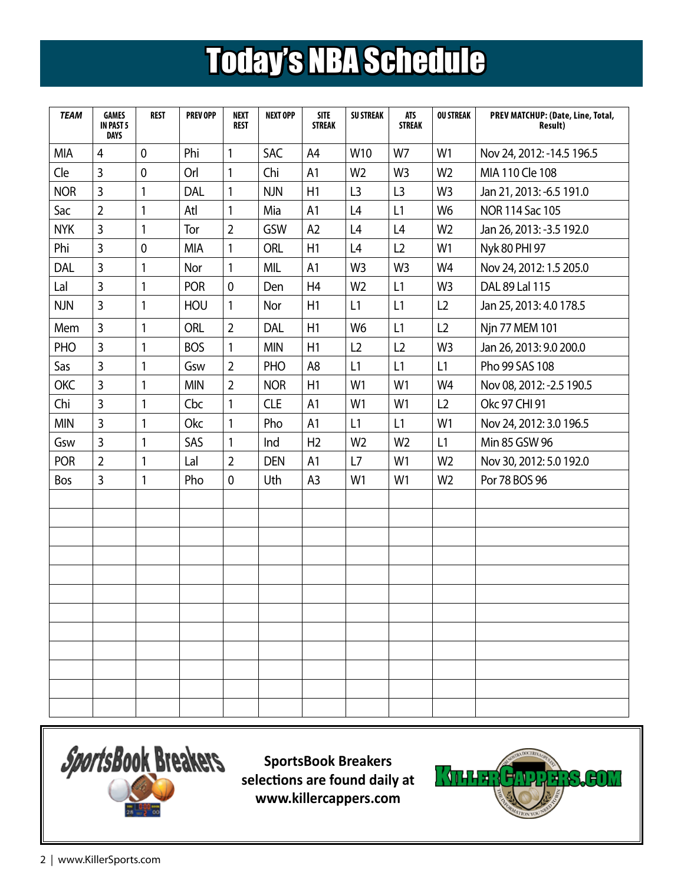# Today's NBA Schedule

| TEAM | GAMES IN PAST 5 DAYS | REST | PREV OPP | NEXT REST | NEXT OPP | SITE STREAK | SU STREAK | ATS STREAK | OU STREAK | PREV MATCHUP: (Date, Line, Total, Result) |
|---|---|---|---|---|---|---|---|---|---|---|
| MIA | 4 | 0 | Phi | 1 | SAC | A4 | W10 | W7 | W1 | Nov 24, 2012: -14.5 196.5 |
| Cle | 3 | 0 | Orl | 1 | Chi | A1 | W2 | W3 | W2 | MIA 110 Cle 108 |
| NOR | 3 | 1 | DAL | 1 | NJN | H1 | L3 | L3 | W3 | Jan 21, 2013: -6.5 191.0 |
| Sac | 2 | 1 | Atl | 1 | Mia | A1 | L4 | L1 | W6 | NOR 114 Sac 105 |
| NYK | 3 | 1 | Tor | 2 | GSW | A2 | L4 | L4 | W2 | Jan 26, 2013: -3.5 192.0 |
| Phi | 3 | 0 | MIA | 1 | ORL | H1 | L4 | L2 | W1 | Nyk 80 PHI 97 |
| DAL | 3 | 1 | Nor | 1 | MIL | A1 | W3 | W3 | W4 | Nov 24, 2012: 1.5 205.0 |
| Lal | 3 | 1 | POR | 0 | Den | H4 | W2 | L1 | W3 | DAL 89 Lal 115 |
| NJN | 3 | 1 | HOU | 1 | Nor | H1 | L1 | L1 | L2 | Jan 25, 2013: 4.0 178.5 |
| Mem | 3 | 1 | ORL | 2 | DAL | H1 | W6 | L1 | L2 | Njn 77 MEM 101 |
| PHO | 3 | 1 | BOS | 1 | MIN | H1 | L2 | L2 | W3 | Jan 26, 2013: 9.0 200.0 |
| Sas | 3 | 1 | Gsw | 2 | PHO | A8 | L1 | L1 | L1 | Pho 99 SAS 108 |
| OKC | 3 | 1 | MIN | 2 | NOR | H1 | W1 | W1 | W4 | Nov 08, 2012: -2.5 190.5 |
| Chi | 3 | 1 | Cbc | 1 | CLE | A1 | W1 | W1 | L2 | Okc 97 CHI 91 |
| MIN | 3 | 1 | Okc | 1 | Pho | A1 | L1 | L1 | W1 | Nov 24, 2012: 3.0 196.5 |
| Gsw | 3 | 1 | SAS | 1 | Ind | H2 | W2 | W2 | L1 | Min 85 GSW 96 |
| POR | 2 | 1 | Lal | 2 | DEN | A1 | L7 | W1 | W2 | Nov 30, 2012: 5.0 192.0 |
| Bos | 3 | 1 | Pho | 0 | Uth | A3 | W1 | W1 | W2 | Por 78 BOS 96 |

SportsBook Breakers

**SportsBook Breakers selections are found daily at www.killercappers.com**

KILLERCAPPERS.COM